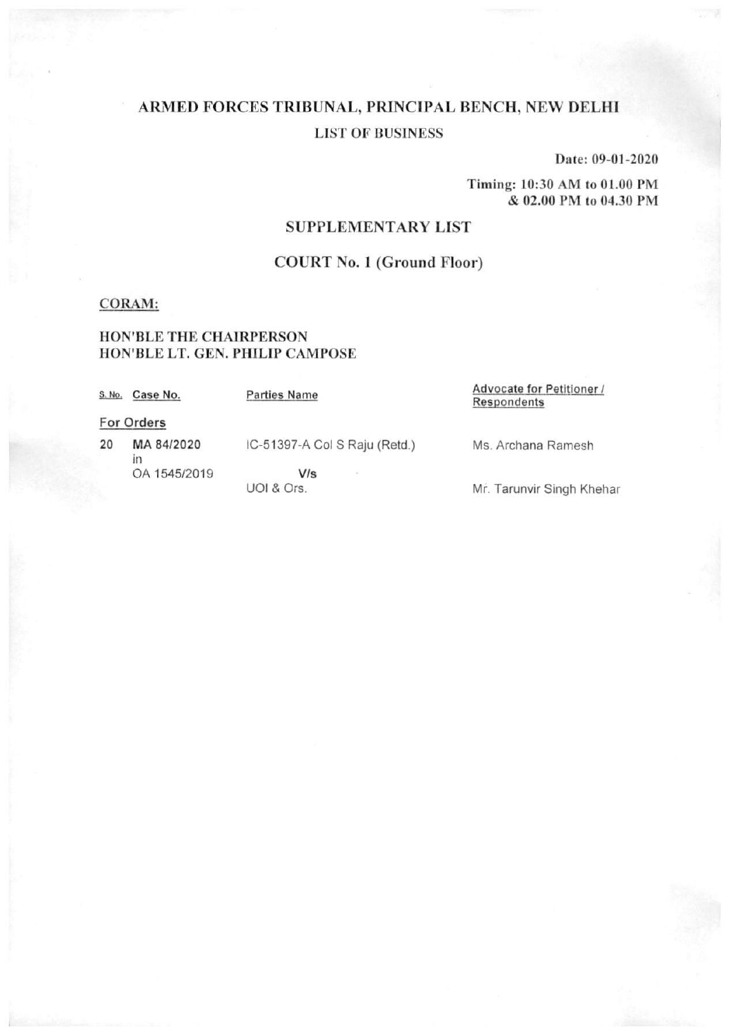# ARMED FORCES TRIBUNAL, PRINCIPAL BENCH, NEW DELHI

## LIST OF BUSINESS

Date: 09-01-2020

Timing: 10:30 AM to 01.00 PM
& 02.00 PM to 04.30 PM

## SUPPLEMENTARY LIST

## COURT No. 1 (Ground Floor)

CORAM:

**HON'BLE THE CHAIRPERSON**
**HON'BLE LT. GEN. PHILIP CAMPOSE**

| S. No. | Case No. | Parties Name | Advocate for Petitioner / Respondents |
|---|---|---|---|
| **For Orders** | | | |
| 20 | MA 84/2020 in OA 1545/2019 | IC-51397-A Col S Raju (Retd.) V/s UOI & Ors. | Ms. Archana Ramesh / Mr. Tarunvir Singh Khehar |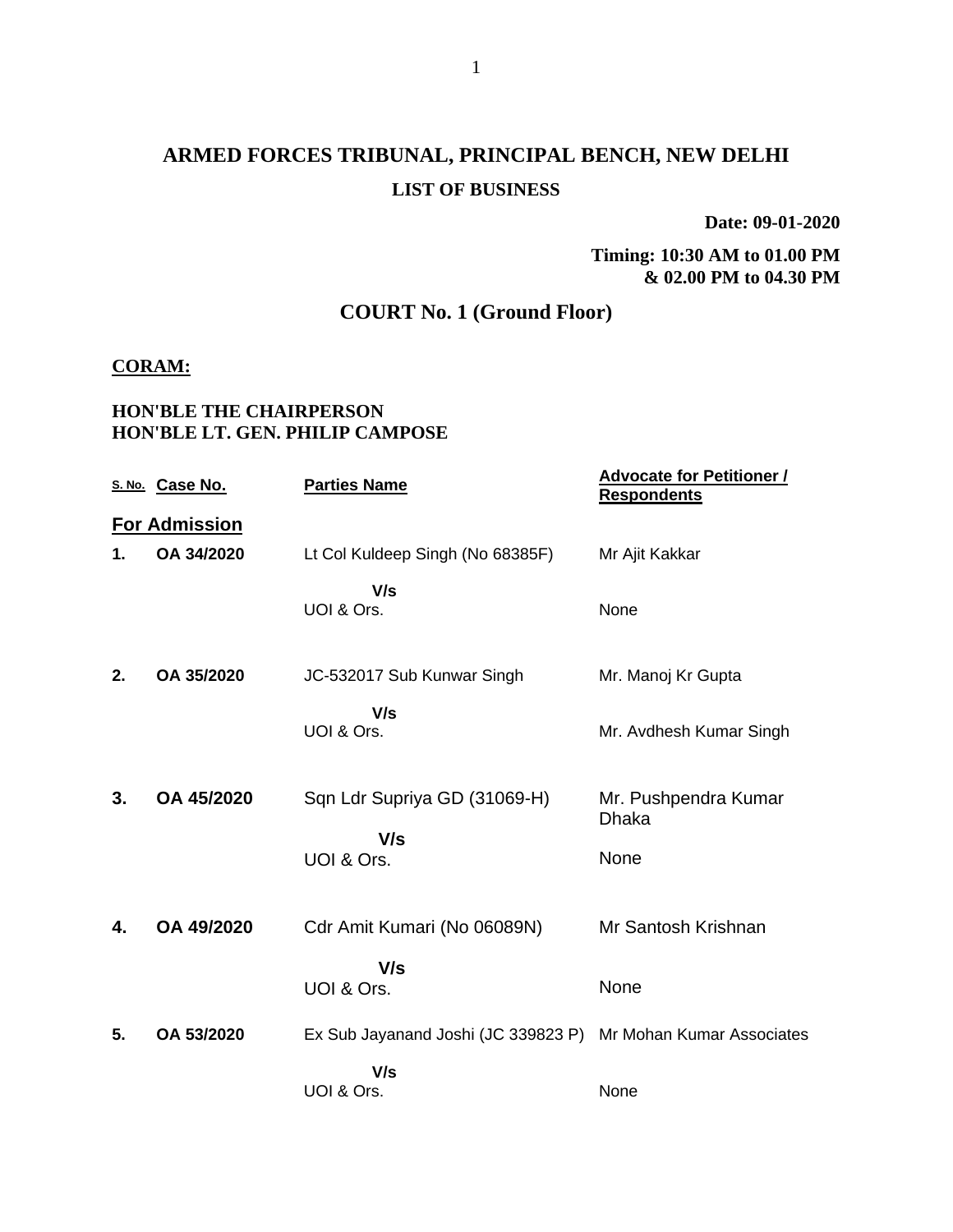# ARMED FORCES TRIBUNAL, PRINCIPAL BENCH, NEW DELHI

## LIST OF BUSINESS

**Date: 09-01-2020**

**Timing: 10:30 AM to 01.00 PM & 02.00 PM to 04.30 PM**

## COURT No. 1 (Ground Floor)

**CORAM:**

**HON'BLE THE CHAIRPERSON**
**HON'BLE LT. GEN. PHILIP CAMPOSE**

| S. No. | Case No. | Parties Name | Advocate for Petitioner / Respondents |
|---|---|---|---|
| **For Admission** | | | |
| **1.** | **OA 34/2020** | Lt Col Kuldeep Singh (No 68385F) | Mr Ajit Kakkar |
| | | **V/s** | |
| | | UOI & Ors. | None |
| **2.** | **OA 35/2020** | JC-532017 Sub Kunwar Singh | Mr. Manoj Kr Gupta |
| | | **V/s** | |
| | | UOI & Ors. | Mr. Avdhesh Kumar Singh |
| **3.** | **OA 45/2020** | Sqn Ldr Supriya GD (31069-H) | Mr. Pushpendra Kumar Dhaka |
| | | **V/s** | |
| | | UOI & Ors. | None |
| **4.** | **OA 49/2020** | Cdr Amit Kumari (No 06089N) | Mr Santosh Krishnan |
| | | **V/s** | |
| | | UOI & Ors. | None |
| **5.** | **OA 53/2020** | Ex Sub Jayanand Joshi (JC 339823 P) | Mr Mohan Kumar Associates |
| | | **V/s** | |
| | | UOI & Ors. | None |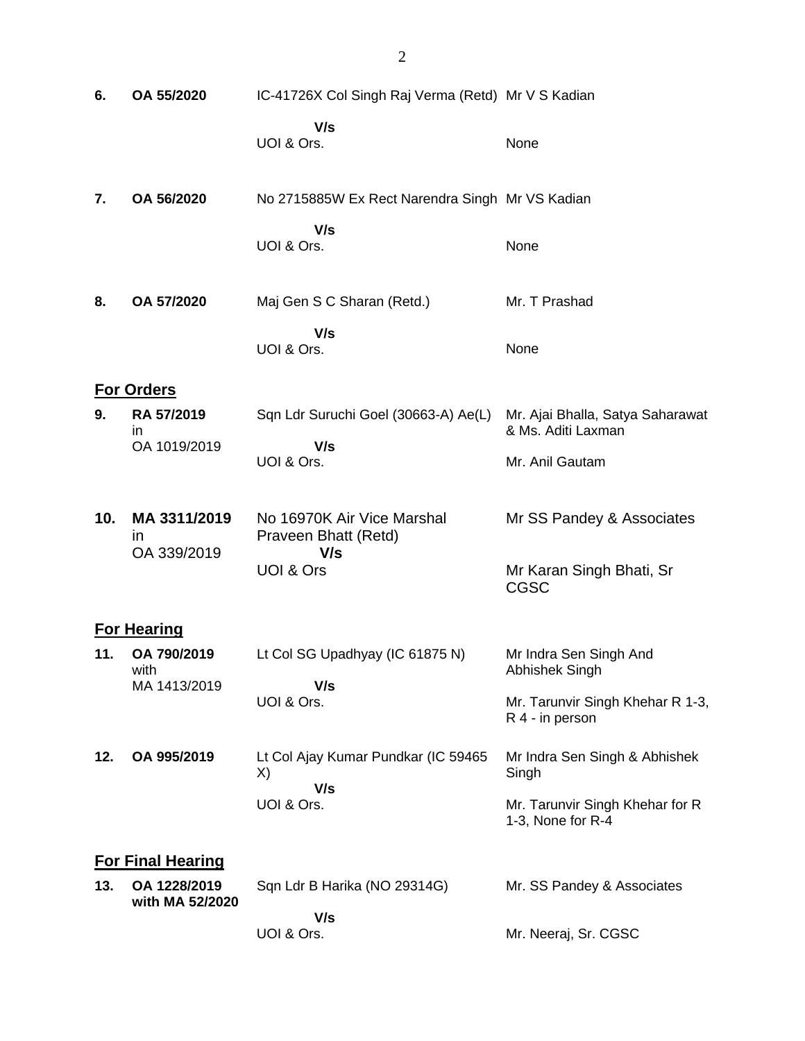| | | | |
|---|---|---|---|
| **6.** | **OA 55/2020** | IC-41726X Col Singh Raj Verma (Retd)<br>**V/s**<br>UOI & Ors. | Mr V S Kadian<br><br>None |
| **7.** | **OA 56/2020** | No 2715885W Ex Rect Narendra Singh<br>**V/s**<br>UOI & Ors. | Mr VS Kadian<br><br>None |
| **8.** | **OA 57/2020** | Maj Gen S C Sharan (Retd.)<br>**V/s**<br>UOI & Ors. | Mr. T Prashad<br><br>None |

## For Orders

| | | | |
|---|---|---|---|
| **9.** | **RA 57/2019**<br>in<br>OA 1019/2019 | Sqn Ldr Suruchi Goel (30663-A) Ae(L)<br>**V/s**<br>UOI & Ors. | Mr. Ajai Bhalla, Satya Saharawat & Ms. Aditi Laxman<br><br>Mr. Anil Gautam |
| **10.** | **MA 3311/2019**<br>in<br>OA 339/2019 | No 16970K Air Vice Marshal Praveen Bhatt (Retd)<br>**V/s**<br>UOI & Ors | Mr SS Pandey & Associates<br><br>Mr Karan Singh Bhati, Sr CGSC |

## For Hearing

| | | | |
|---|---|---|---|
| **11.** | **OA 790/2019**<br>with<br>MA 1413/2019 | Lt Col SG Upadhyay (IC 61875 N)<br>**V/s**<br>UOI & Ors. | Mr Indra Sen Singh And Abhishek Singh<br><br>Mr. Tarunvir Singh Khehar R 1-3, R 4 - in person |
| **12.** | **OA 995/2019** | Lt Col Ajay Kumar Pundkar (IC 59465 X)<br>**V/s**<br>UOI & Ors. | Mr Indra Sen Singh & Abhishek Singh<br><br>Mr. Tarunvir Singh Khehar for R 1-3, None for R-4 |

## For Final Hearing

| | | | |
|---|---|---|---|
| **13.** | **OA 1228/2019 with MA 52/2020** | Sqn Ldr B Harika (NO 29314G)<br>**V/s**<br>UOI & Ors. | Mr. SS Pandey & Associates<br><br>Mr. Neeraj, Sr. CGSC |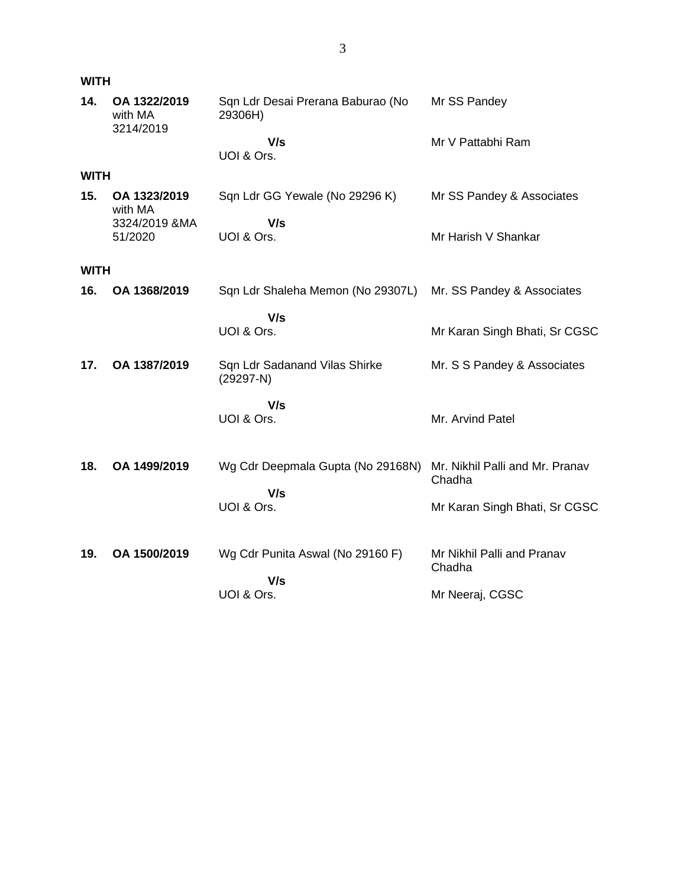**WITH**

| | | | |
|---|---|---|---|
| **14.** | **OA 1322/2019** with MA 3214/2019 | Sqn Ldr Desai Prerana Baburao (No 29306H) | Mr SS Pandey |
| | | **V/s** UOI & Ors. | Mr V Pattabhi Ram |

**WITH**

| | | | |
|---|---|---|---|
| **15.** | **OA 1323/2019** with MA 3324/2019 &MA 51/2020 | Sqn Ldr GG Yewale (No 29296 K) | Mr SS Pandey & Associates |
| | | **V/s** UOI & Ors. | Mr Harish V Shankar |

**WITH**

| | | | |
|---|---|---|---|
| **16.** | **OA 1368/2019** | Sqn Ldr Shaleha Memon (No 29307L) | Mr. SS Pandey & Associates |
| | | **V/s** UOI & Ors. | Mr Karan Singh Bhati, Sr CGSC |
| **17.** | **OA 1387/2019** | Sqn Ldr Sadanand Vilas Shirke (29297-N) | Mr. S S Pandey & Associates |
| | | **V/s** UOI & Ors. | Mr. Arvind Patel |
| **18.** | **OA 1499/2019** | Wg Cdr Deepmala Gupta (No 29168N) | Mr. Nikhil Palli and Mr. Pranav Chadha |
| | | **V/s** UOI & Ors. | Mr Karan Singh Bhati, Sr CGSC |
| **19.** | **OA 1500/2019** | Wg Cdr Punita Aswal (No 29160 F) | Mr Nikhil Palli and Pranav Chadha |
| | | **V/s** UOI & Ors. | Mr Neeraj, CGSC |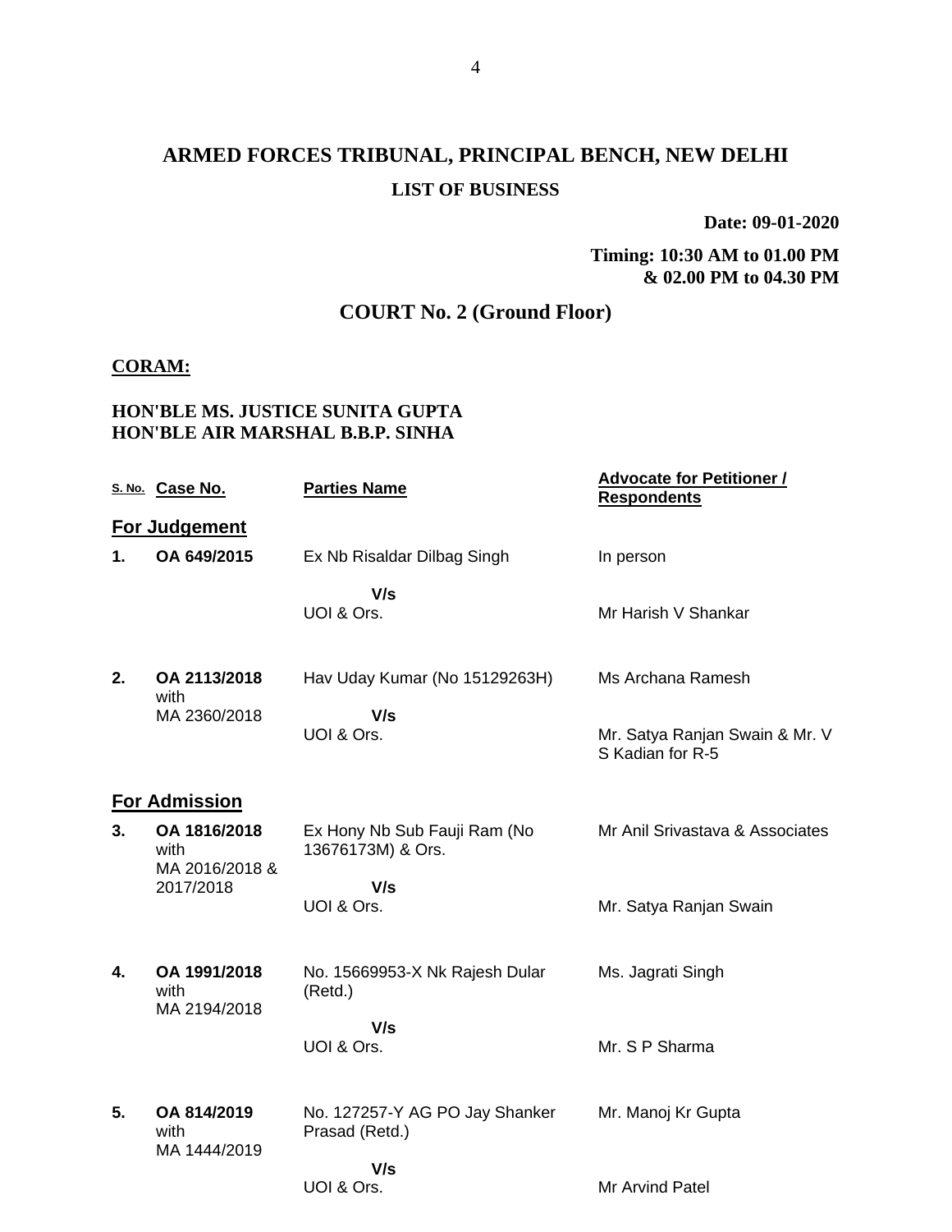# ARMED FORCES TRIBUNAL, PRINCIPAL BENCH, NEW DELHI

## LIST OF BUSINESS

**Date: 09-01-2020**

**Timing: 10:30 AM to 01.00 PM & 02.00 PM to 04.30 PM**

## COURT No. 2 (Ground Floor)

**CORAM:**

**HON'BLE MS. JUSTICE SUNITA GUPTA**
**HON'BLE AIR MARSHAL B.B.P. SINHA**

| S. No. | Case No. | Parties Name | Advocate for Petitioner / Respondents |
|---|---|---|---|
| **For Judgement** | | | |
| **1.** | **OA 649/2015** | Ex Nb Risaldar Dilbag Singh<br>**V/s**<br>UOI & Ors. | In person<br><br>Mr Harish V Shankar |
| **2.** | **OA 2113/2018** with MA 2360/2018 | Hav Uday Kumar (No 15129263H)<br>**V/s**<br>UOI & Ors. | Ms Archana Ramesh<br><br>Mr. Satya Ranjan Swain & Mr. V S Kadian for R-5 |
| **For Admission** | | | |
| **3.** | **OA 1816/2018** with MA 2016/2018 & 2017/2018 | Ex Hony Nb Sub Fauji Ram (No 13676173M) & Ors.<br>**V/s**<br>UOI & Ors. | Mr Anil Srivastava & Associates<br><br>Mr. Satya Ranjan Swain |
| **4.** | **OA 1991/2018** with MA 2194/2018 | No. 15669953-X Nk Rajesh Dular (Retd.)<br>**V/s**<br>UOI & Ors. | Ms. Jagrati Singh<br><br>Mr. S P Sharma |
| **5.** | **OA 814/2019** with MA 1444/2019 | No. 127257-Y AG PO Jay Shanker Prasad (Retd.)<br>**V/s**<br>UOI & Ors. | Mr. Manoj Kr Gupta<br><br>Mr Arvind Patel |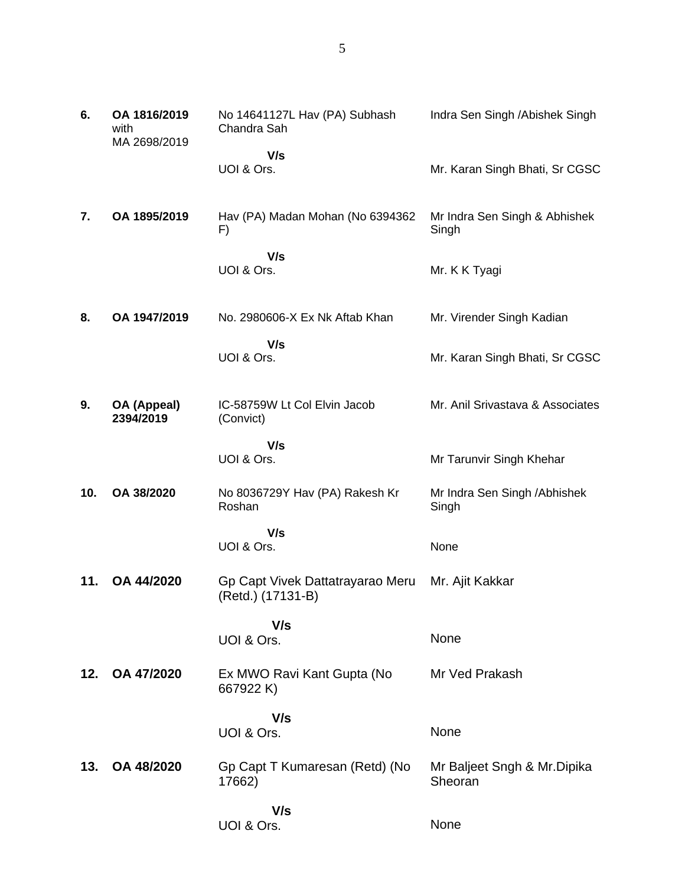| | | | |
|---|---|---|---|
| **6.** | **OA 1816/2019** with MA 2698/2019 | No 14641127L Hav (PA) Subhash Chandra Sah | Indra Sen Singh /Abishek Singh |
| | | **V/s** UOI & Ors. | Mr. Karan Singh Bhati, Sr CGSC |
| **7.** | **OA 1895/2019** | Hav (PA) Madan Mohan (No 6394362 F) | Mr Indra Sen Singh & Abhishek Singh |
| | | **V/s** UOI & Ors. | Mr. K K Tyagi |
| **8.** | **OA 1947/2019** | No. 2980606-X Ex Nk Aftab Khan | Mr. Virender Singh Kadian |
| | | **V/s** UOI & Ors. | Mr. Karan Singh Bhati, Sr CGSC |
| **9.** | **OA (Appeal) 2394/2019** | IC-58759W Lt Col Elvin Jacob (Convict) | Mr. Anil Srivastava & Associates |
| | | **V/s** UOI & Ors. | Mr Tarunvir Singh Khehar |
| **10.** | **OA 38/2020** | No 8036729Y Hav (PA) Rakesh Kr Roshan | Mr Indra Sen Singh /Abhishek Singh |
| | | **V/s** UOI & Ors. | None |
| **11.** | **OA 44/2020** | Gp Capt Vivek Dattatrayarao Meru (Retd.) (17131-B) | Mr. Ajit Kakkar |
| | | **V/s** UOI & Ors. | None |
| **12.** | **OA 47/2020** | Ex MWO Ravi Kant Gupta (No 667922 K) | Mr Ved Prakash |
| | | **V/s** UOI & Ors. | None |
| **13.** | **OA 48/2020** | Gp Capt T Kumaresan (Retd) (No 17662) | Mr Baljeet Sngh & Mr.Dipika Sheoran |
| | | **V/s** UOI & Ors. | None |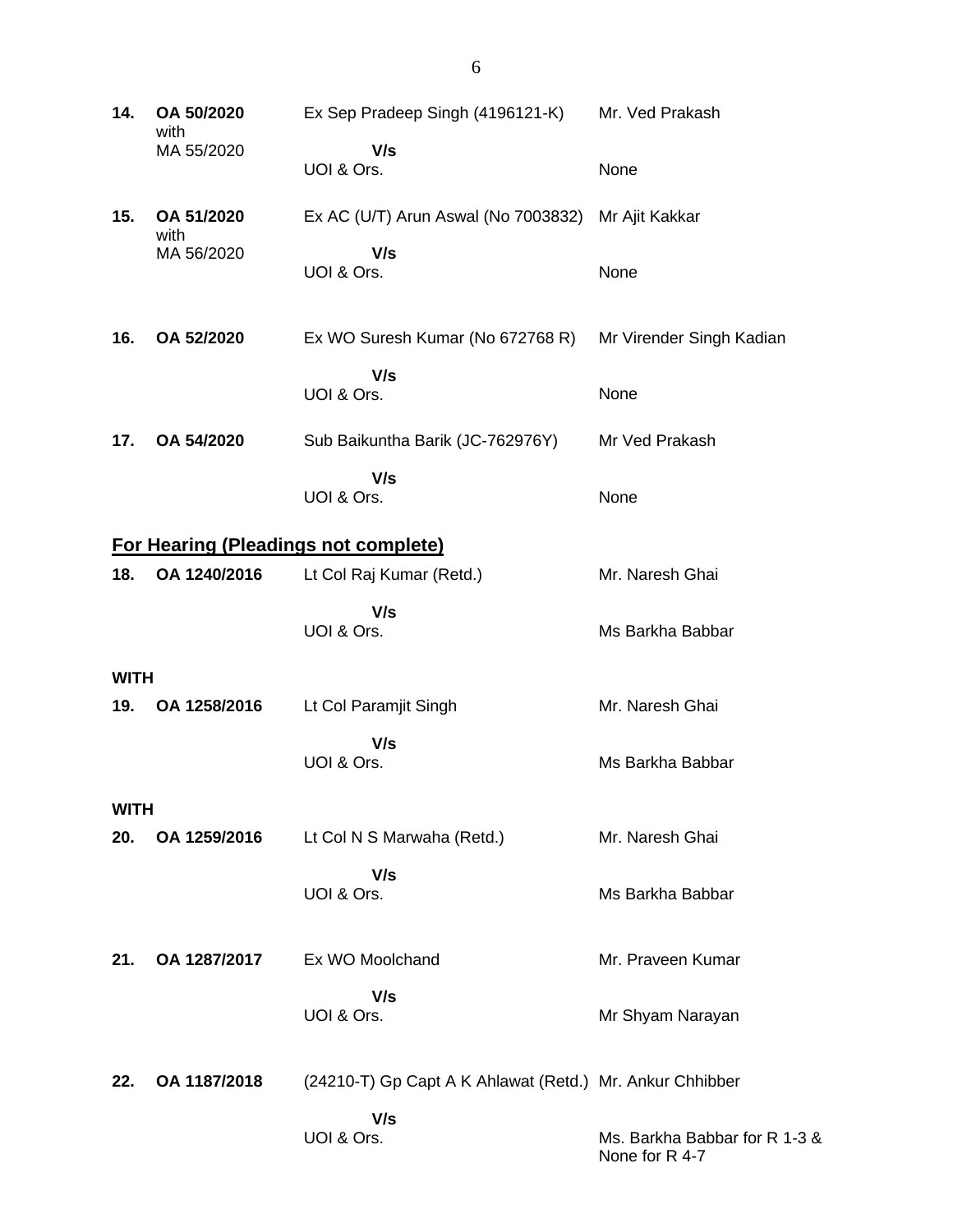| | | | |
|---|---|---|---|
| **14.** | **OA 50/2020** with MA 55/2020 | Ex Sep Pradeep Singh (4196121-K) | Mr. Ved Prakash |
| | | **V/s** | |
| | | UOI & Ors. | None |
| **15.** | **OA 51/2020** with MA 56/2020 | Ex AC (U/T) Arun Aswal (No 7003832) | Mr Ajit Kakkar |
| | | **V/s** | |
| | | UOI & Ors. | None |
| **16.** | **OA 52/2020** | Ex WO Suresh Kumar (No 672768 R) | Mr Virender Singh Kadian |
| | | **V/s** | |
| | | UOI & Ors. | None |
| **17.** | **OA 54/2020** | Sub Baikuntha Barik (JC-762976Y) | Mr Ved Prakash |
| | | **V/s** | |
| | | UOI & Ors. | None |

**For Hearing (Pleadings not complete)**

| | | | |
|---|---|---|---|
| **18.** | **OA 1240/2016** | Lt Col Raj Kumar (Retd.) | Mr. Naresh Ghai |
| | | **V/s** | |
| | | UOI & Ors. | Ms Barkha Babbar |
| **WITH** | | | |
| **19.** | **OA 1258/2016** | Lt Col Paramjit Singh | Mr. Naresh Ghai |
| | | **V/s** | |
| | | UOI & Ors. | Ms Barkha Babbar |
| **WITH** | | | |
| **20.** | **OA 1259/2016** | Lt Col N S Marwaha (Retd.) | Mr. Naresh Ghai |
| | | **V/s** | |
| | | UOI & Ors. | Ms Barkha Babbar |
| **21.** | **OA 1287/2017** | Ex WO Moolchand | Mr. Praveen Kumar |
| | | **V/s** | |
| | | UOI & Ors. | Mr Shyam Narayan |
| **22.** | **OA 1187/2018** | (24210-T) Gp Capt A K Ahlawat (Retd.) | Mr. Ankur Chhibber |
| | | **V/s** | |
| | | UOI & Ors. | Ms. Barkha Babbar for R 1-3 & None for R 4-7 |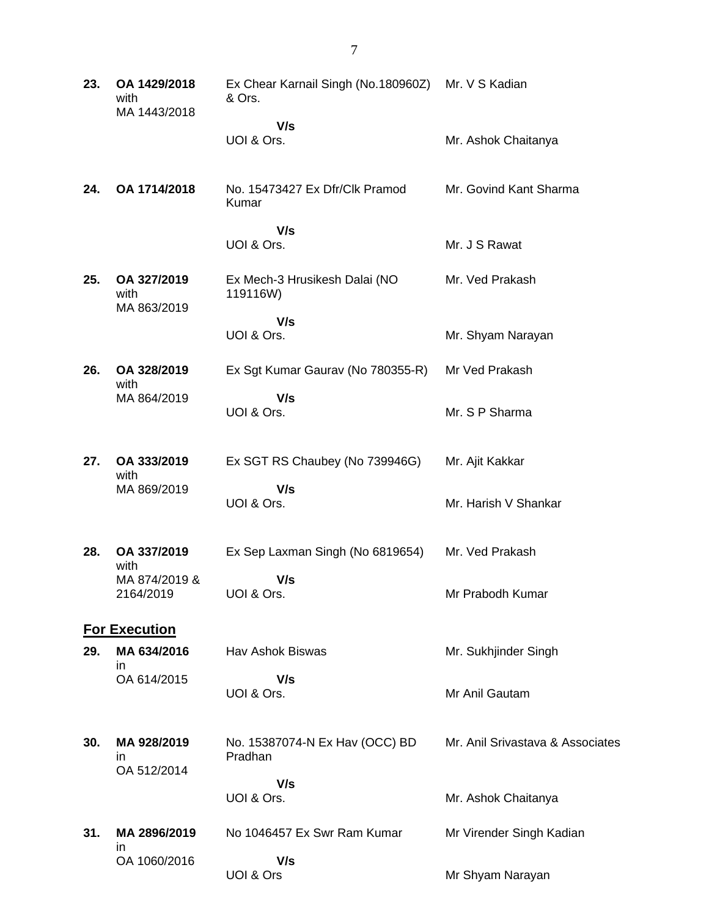| | | | |
|---|---|---|---|
| **23.** | **OA 1429/2018** with MA 1443/2018 | Ex Chear Karnail Singh (No.180960Z) & Ors.<br>**V/s**<br>UOI & Ors. | Mr. V S Kadian<br><br>Mr. Ashok Chaitanya |
| **24.** | **OA 1714/2018** | No. 15473427 Ex Dfr/Clk Pramod Kumar<br>**V/s**<br>UOI & Ors. | Mr. Govind Kant Sharma<br><br>Mr. J S Rawat |
| **25.** | **OA 327/2019** with MA 863/2019 | Ex Mech-3 Hrusikesh Dalai (NO 119116W)<br>**V/s**<br>UOI & Ors. | Mr. Ved Prakash<br><br>Mr. Shyam Narayan |
| **26.** | **OA 328/2019** with MA 864/2019 | Ex Sgt Kumar Gaurav (No 780355-R)<br>**V/s**<br>UOI & Ors. | Mr Ved Prakash<br><br>Mr. S P Sharma |
| **27.** | **OA 333/2019** with MA 869/2019 | Ex SGT RS Chaubey (No 739946G)<br>**V/s**<br>UOI & Ors. | Mr. Ajit Kakkar<br><br>Mr. Harish V Shankar |
| **28.** | **OA 337/2019** with MA 874/2019 & 2164/2019 | Ex Sep Laxman Singh (No 6819654)<br>**V/s**<br>UOI & Ors. | Mr. Ved Prakash<br><br>Mr Prabodh Kumar |

**For Execution**

| | | | |
|---|---|---|---|
| **29.** | **MA 634/2016** in OA 614/2015 | Hav Ashok Biswas<br>**V/s**<br>UOI & Ors. | Mr. Sukhjinder Singh<br><br>Mr Anil Gautam |
| **30.** | **MA 928/2019** in OA 512/2014 | No. 15387074-N Ex Hav (OCC) BD Pradhan<br>**V/s**<br>UOI & Ors. | Mr. Anil Srivastava & Associates<br><br>Mr. Ashok Chaitanya |
| **31.** | **MA 2896/2019** in OA 1060/2016 | No 1046457 Ex Swr Ram Kumar<br>**V/s**<br>UOI & Ors | Mr Virender Singh Kadian<br><br>Mr Shyam Narayan |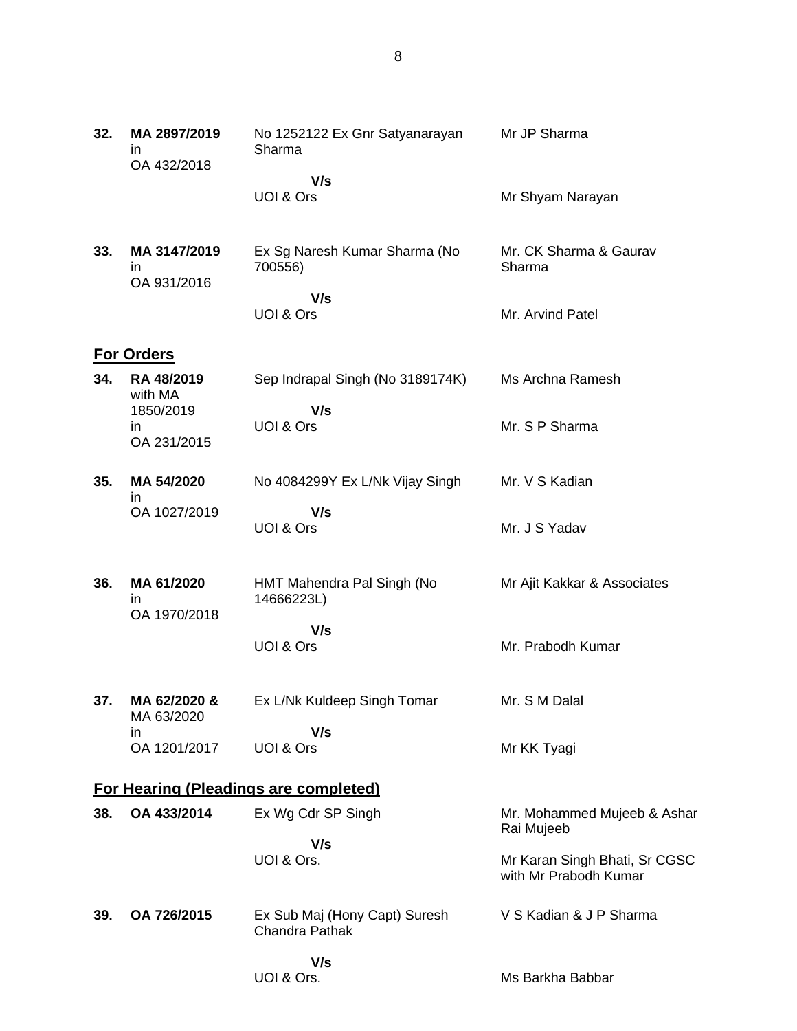| | | | |
|---|---|---|---|
| **32.** | **MA 2897/2019** in OA 432/2018 | No 1252122 Ex Gnr Satyanarayan Sharma | Mr JP Sharma |
| | | **V/s** UOI & Ors | Mr Shyam Narayan |
| **33.** | **MA 3147/2019** in OA 931/2016 | Ex Sg Naresh Kumar Sharma (No 700556) | Mr. CK Sharma & Gaurav Sharma |
| | | **V/s** UOI & Ors | Mr. Arvind Patel |

## For Orders

| | | | |
|---|---|---|---|
| **34.** | **RA 48/2019** with MA 1850/2019 in OA 231/2015 | Sep Indrapal Singh (No 3189174K) | Ms Archna Ramesh |
| | | **V/s** UOI & Ors | Mr. S P Sharma |
| **35.** | **MA 54/2020** in OA 1027/2019 | No 4084299Y Ex L/Nk Vijay Singh | Mr. V S Kadian |
| | | **V/s** UOI & Ors | Mr. J S Yadav |
| **36.** | **MA 61/2020** in OA 1970/2018 | HMT Mahendra Pal Singh (No 14666223L) | Mr Ajit Kakkar & Associates |
| | | **V/s** UOI & Ors | Mr. Prabodh Kumar |
| **37.** | **MA 62/2020 &** MA 63/2020 in OA 1201/2017 | Ex L/Nk Kuldeep Singh Tomar | Mr. S M Dalal |
| | | **V/s** UOI & Ors | Mr KK Tyagi |

## For Hearing (Pleadings are completed)

| | | | |
|---|---|---|---|
| **38.** | **OA 433/2014** | Ex Wg Cdr SP Singh | Mr. Mohammed Mujeeb & Ashar Rai Mujeeb |
| | | **V/s** UOI & Ors. | Mr Karan Singh Bhati, Sr CGSC with Mr Prabodh Kumar |
| **39.** | **OA 726/2015** | Ex Sub Maj (Hony Capt) Suresh Chandra Pathak | V S Kadian & J P Sharma |
| | | **V/s** UOI & Ors. | Ms Barkha Babbar |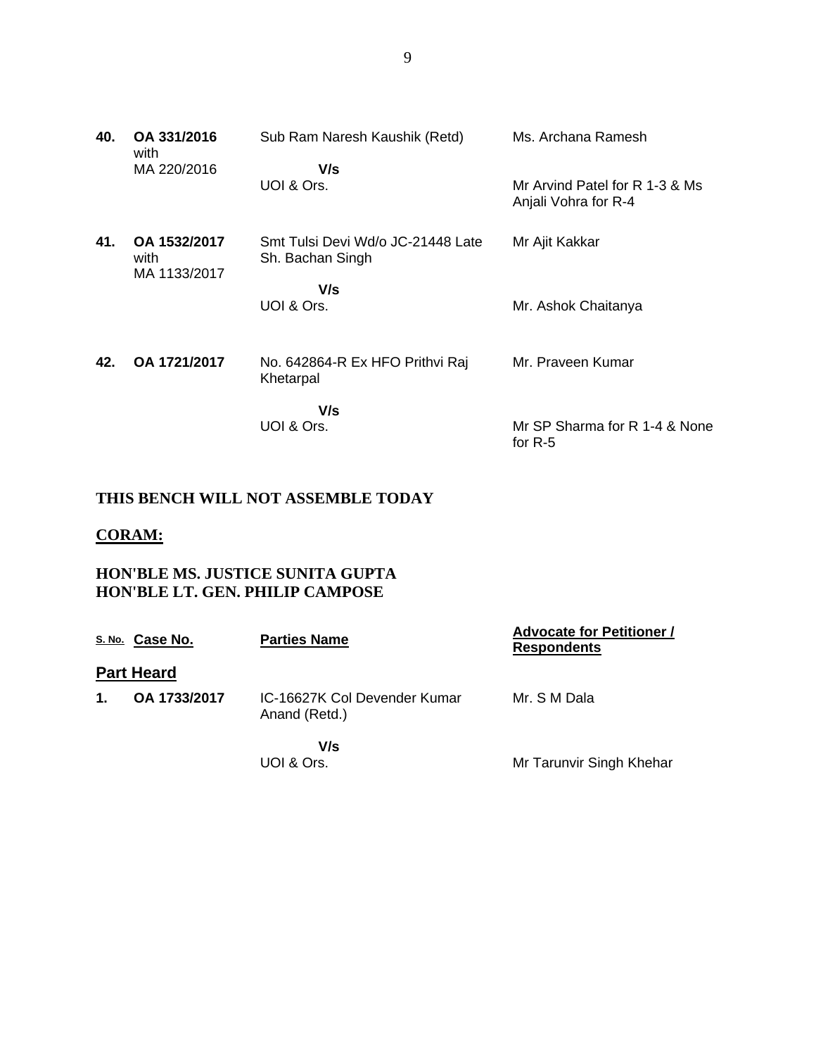| | | | |
|---|---|---|---|
| **40.** | **OA 331/2016** with MA 220/2016 | Sub Ram Naresh Kaushik (Retd)<br>**V/s**<br>UOI & Ors. | Ms. Archana Ramesh<br><br>Mr Arvind Patel for R 1-3 & Ms Anjali Vohra for R-4 |
| **41.** | **OA 1532/2017** with MA 1133/2017 | Smt Tulsi Devi Wd/o JC-21448 Late Sh. Bachan Singh<br>**V/s**<br>UOI & Ors. | Mr Ajit Kakkar<br><br>Mr. Ashok Chaitanya |
| **42.** | **OA 1721/2017** | No. 642864-R Ex HFO Prithvi Raj Khetarpal<br>**V/s**<br>UOI & Ors. | Mr. Praveen Kumar<br><br>Mr SP Sharma for R 1-4 & None for R-5 |

**THIS BENCH WILL NOT ASSEMBLE TODAY**

**CORAM:**

**HON'BLE MS. JUSTICE SUNITA GUPTA**
**HON'BLE LT. GEN. PHILIP CAMPOSE**

| S. No. | Case No. | Parties Name | Advocate for Petitioner / Respondents |
|---|---|---|---|
| **Part Heard** | | | |
| **1.** | **OA 1733/2017** | IC-16627K Col Devender Kumar Anand (Retd.)<br>**V/s**<br>UOI & Ors. | Mr. S M Dala<br><br>Mr Tarunvir Singh Khehar |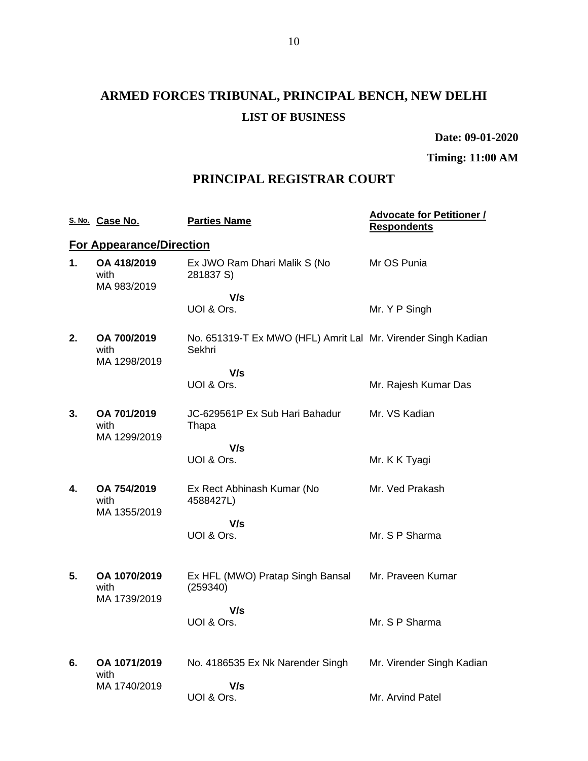# ARMED FORCES TRIBUNAL, PRINCIPAL BENCH, NEW DELHI

## LIST OF BUSINESS

**Date: 09-01-2020**

**Timing: 11:00 AM**

## PRINCIPAL REGISTRAR COURT

| S. No. | Case No. | Parties Name | Advocate for Petitioner / Respondents |
|---|---|---|---|
| **For Appearance/Direction** | | | |
| **1.** | **OA 418/2019** with MA 983/2019 | Ex JWO Ram Dhari Malik S (No 281837 S) | Mr OS Punia |
| | | **V/s** UOI & Ors. | Mr. Y P Singh |
| **2.** | **OA 700/2019** with MA 1298/2019 | No. 651319-T Ex MWO (HFL) Amrit Lal Sekhri | Mr. Virender Singh Kadian |
| | | **V/s** UOI & Ors. | Mr. Rajesh Kumar Das |
| **3.** | **OA 701/2019** with MA 1299/2019 | JC-629561P Ex Sub Hari Bahadur Thapa | Mr. VS Kadian |
| | | **V/s** UOI & Ors. | Mr. K K Tyagi |
| **4.** | **OA 754/2019** with MA 1355/2019 | Ex Rect Abhinash Kumar (No 4588427L) | Mr. Ved Prakash |
| | | **V/s** UOI & Ors. | Mr. S P Sharma |
| **5.** | **OA 1070/2019** with MA 1739/2019 | Ex HFL (MWO) Pratap Singh Bansal (259340) | Mr. Praveen Kumar |
| | | **V/s** UOI & Ors. | Mr. S P Sharma |
| **6.** | **OA 1071/2019** with MA 1740/2019 | No. 4186535 Ex Nk Narender Singh | Mr. Virender Singh Kadian |
| | | **V/s** UOI & Ors. | Mr. Arvind Patel |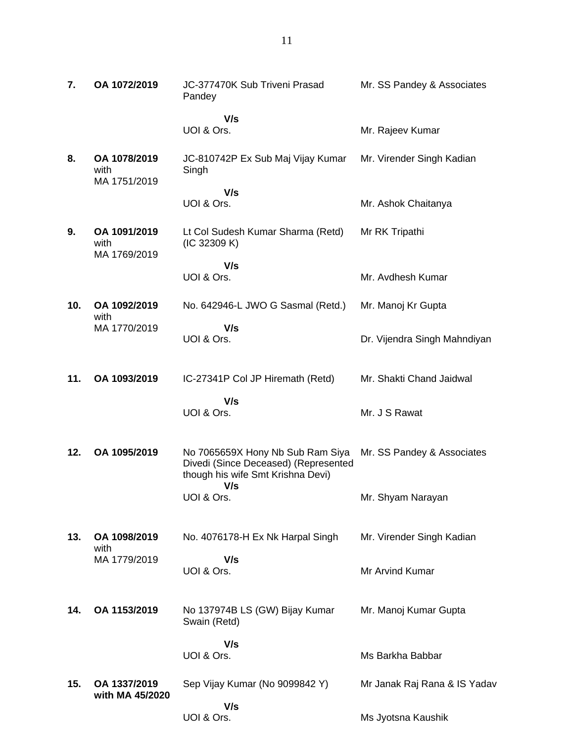| | | | |
|---|---|---|---|
| **7.** | **OA 1072/2019** | JC-377470K Sub Triveni Prasad Pandey<br><br>**V/s**<br>UOI & Ors. | Mr. SS Pandey & Associates<br><br><br>Mr. Rajeev Kumar |
| **8.** | **OA 1078/2019** with MA 1751/2019 | JC-810742P Ex Sub Maj Vijay Kumar Singh<br><br>**V/s**<br>UOI & Ors. | Mr. Virender Singh Kadian<br><br><br>Mr. Ashok Chaitanya |
| **9.** | **OA 1091/2019** with MA 1769/2019 | Lt Col Sudesh Kumar Sharma (Retd) (IC 32309 K)<br><br>**V/s**<br>UOI & Ors. | Mr RK Tripathi<br><br><br>Mr. Avdhesh Kumar |
| **10.** | **OA 1092/2019** with MA 1770/2019 | No. 642946-L JWO G Sasmal (Retd.)<br><br>**V/s**<br>UOI & Ors. | Mr. Manoj Kr Gupta<br><br><br>Dr. Vijendra Singh Mahndiyan |
| **11.** | **OA 1093/2019** | IC-27341P Col JP Hiremath (Retd)<br><br>**V/s**<br>UOI & Ors. | Mr. Shakti Chand Jaidwal<br><br><br>Mr. J S Rawat |
| **12.** | **OA 1095/2019** | No 7065659X Hony Nb Sub Ram Siya Divedi (Since Deceased) (Represented though his wife Smt Krishna Devi)<br>**V/s**<br>UOI & Ors. | Mr. SS Pandey & Associates<br><br><br>Mr. Shyam Narayan |
| **13.** | **OA 1098/2019** with MA 1779/2019 | No. 4076178-H Ex Nk Harpal Singh<br><br>**V/s**<br>UOI & Ors. | Mr. Virender Singh Kadian<br><br><br>Mr Arvind Kumar |
| **14.** | **OA 1153/2019** | No 137974B LS (GW) Bijay Kumar Swain (Retd)<br><br>**V/s**<br>UOI & Ors. | Mr. Manoj Kumar Gupta<br><br><br>Ms Barkha Babbar |
| **15.** | **OA 1337/2019 with MA 45/2020** | Sep Vijay Kumar (No 9099842 Y)<br><br>**V/s**<br>UOI & Ors. | Mr Janak Raj Rana & IS Yadav<br><br><br>Ms Jyotsna Kaushik |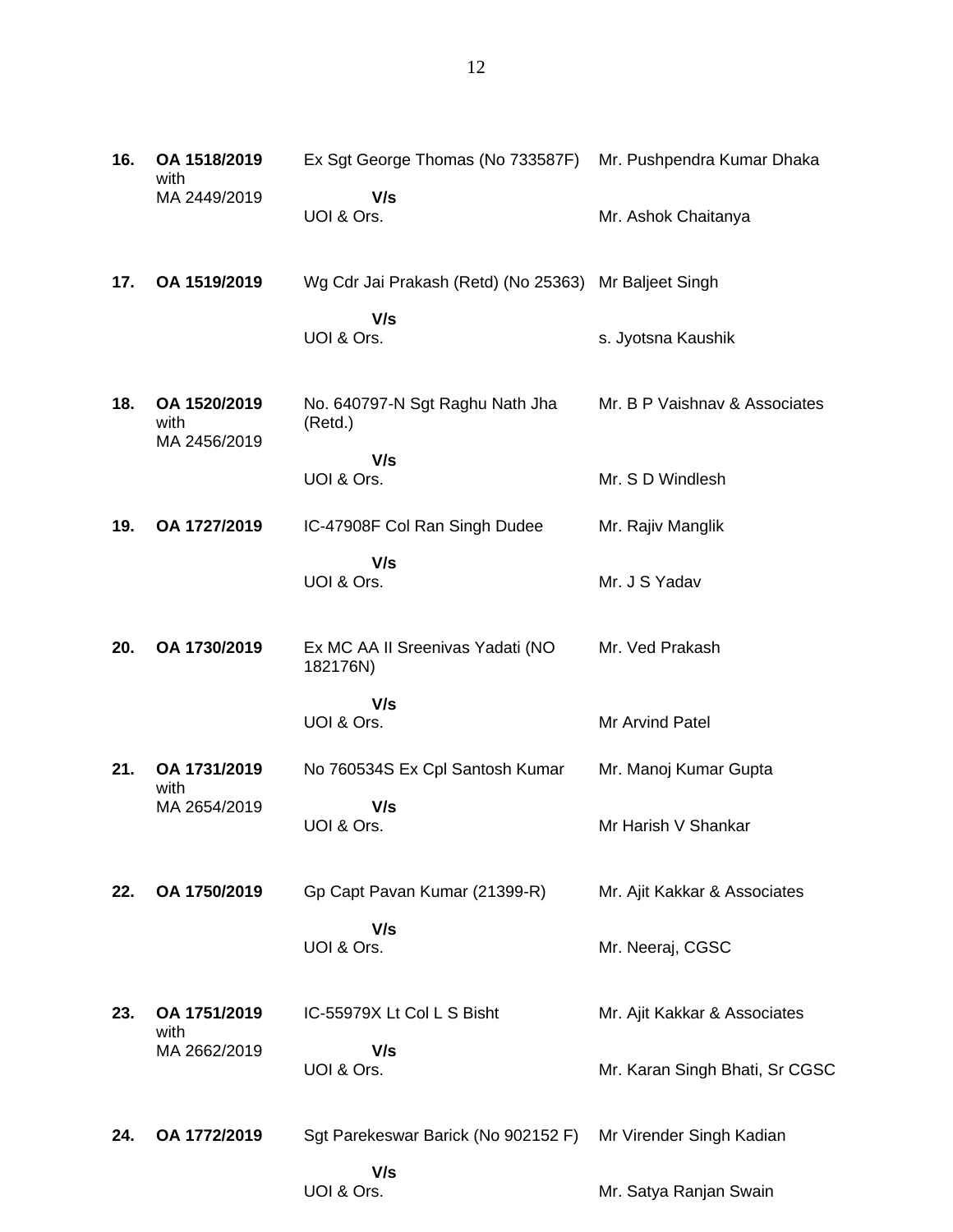| | | | |
|---|---|---|---|
| **16.** | **OA 1518/2019** with MA 2449/2019 | Ex Sgt George Thomas (No 733587F)<br>**V/s**<br>UOI & Ors. | Mr. Pushpendra Kumar Dhaka<br><br>Mr. Ashok Chaitanya |
| **17.** | **OA 1519/2019** | Wg Cdr Jai Prakash (Retd) (No 25363)<br>**V/s**<br>UOI & Ors. | Mr Baljeet Singh<br><br>s. Jyotsna Kaushik |
| **18.** | **OA 1520/2019** with MA 2456/2019 | No. 640797-N Sgt Raghu Nath Jha (Retd.)<br>**V/s**<br>UOI & Ors. | Mr. B P Vaishnav & Associates<br><br>Mr. S D Windlesh |
| **19.** | **OA 1727/2019** | IC-47908F Col Ran Singh Dudee<br>**V/s**<br>UOI & Ors. | Mr. Rajiv Manglik<br><br>Mr. J S Yadav |
| **20.** | **OA 1730/2019** | Ex MC AA II Sreenivas Yadati (NO 182176N)<br>**V/s**<br>UOI & Ors. | Mr. Ved Prakash<br><br>Mr Arvind Patel |
| **21.** | **OA 1731/2019** with MA 2654/2019 | No 760534S Ex Cpl Santosh Kumar<br>**V/s**<br>UOI & Ors. | Mr. Manoj Kumar Gupta<br><br>Mr Harish V Shankar |
| **22.** | **OA 1750/2019** | Gp Capt Pavan Kumar (21399-R)<br>**V/s**<br>UOI & Ors. | Mr. Ajit Kakkar & Associates<br><br>Mr. Neeraj, CGSC |
| **23.** | **OA 1751/2019** with MA 2662/2019 | IC-55979X Lt Col L S Bisht<br>**V/s**<br>UOI & Ors. | Mr. Ajit Kakkar & Associates<br><br>Mr. Karan Singh Bhati, Sr CGSC |
| **24.** | **OA 1772/2019** | Sgt Parekeswar Barick (No 902152 F)<br>**V/s**<br>UOI & Ors. | Mr Virender Singh Kadian<br><br>Mr. Satya Ranjan Swain |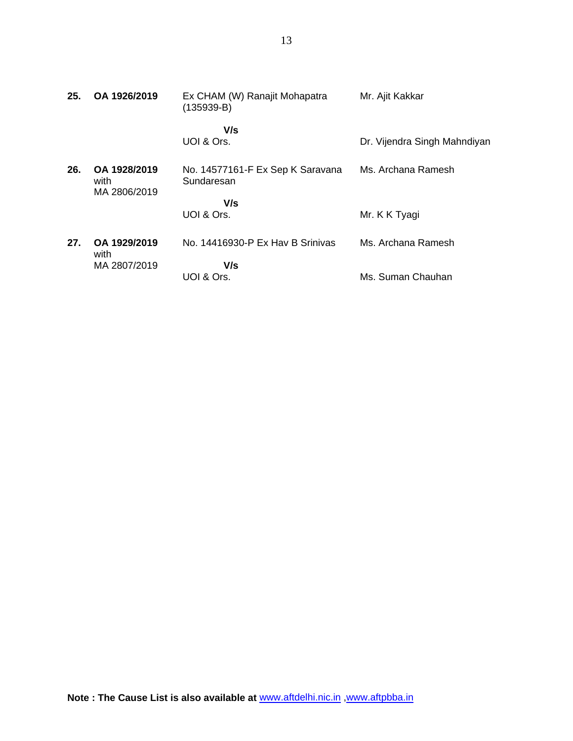| | | | |
|---|---|---|---|
| **25.** | **OA 1926/2019** | Ex CHAM (W) Ranajit Mohapatra (135939-B)<br><br>**V/s**<br>UOI & Ors. | Mr. Ajit Kakkar<br><br><br>Dr. Vijendra Singh Mahndiyan |
| **26.** | **OA 1928/2019** with MA 2806/2019 | No. 14577161-F Ex Sep K Saravana Sundaresan<br><br>**V/s**<br>UOI & Ors. | Ms. Archana Ramesh<br><br><br>Mr. K K Tyagi |
| **27.** | **OA 1929/2019** with MA 2807/2019 | No. 14416930-P Ex Hav B Srinivas<br><br>**V/s**<br>UOI & Ors. | Ms. Archana Ramesh<br><br><br>Ms. Suman Chauhan |

**Note : The Cause List is also available at** www.aftdelhi.nic.in ,www.aftpbba.in